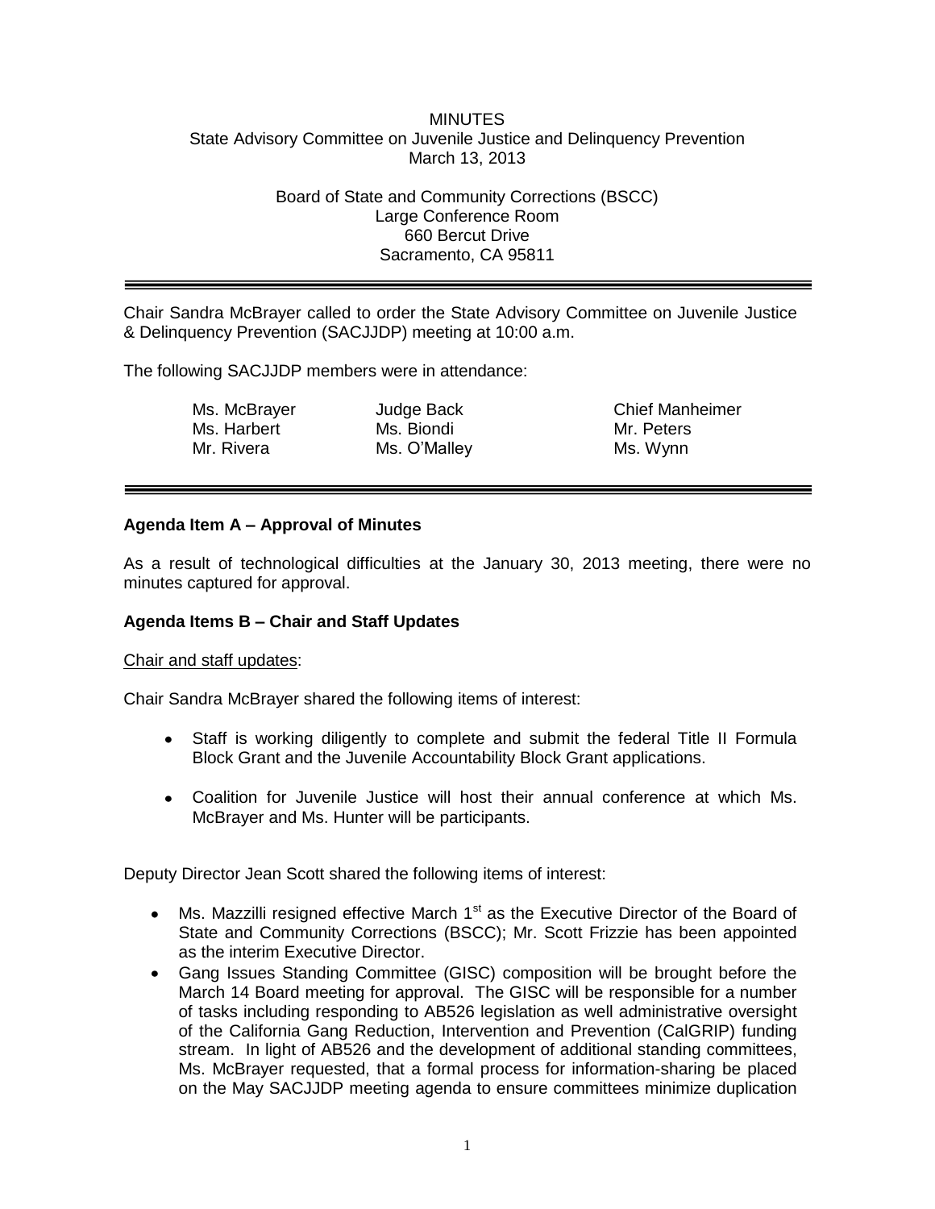MINUTES
State Advisory Committee on Juvenile Justice and Delinquency Prevention
March 13, 2013

Board of State and Community Corrections (BSCC)
Large Conference Room
660 Bercut Drive
Sacramento, CA 95811

---

Chair Sandra McBrayer called to order the State Advisory Committee on Juvenile Justice & Delinquency Prevention (SACJJDP) meeting at 10:00 a.m.

The following SACJJDP members were in attendance:

| | | |
|---|---|---|
| Ms. McBrayer | Judge Back | Chief Manheimer |
| Ms. Harbert | Ms. Biondi | Mr. Peters |
| Mr. Rivera | Ms. O'Malley | Ms. Wynn |

---

**Agenda Item A – Approval of Minutes**

As a result of technological difficulties at the January 30, 2013 meeting, there were no minutes captured for approval.

**Agenda Items B – Chair and Staff Updates**

Chair and staff updates:

Chair Sandra McBrayer shared the following items of interest:

- Staff is working diligently to complete and submit the federal Title II Formula Block Grant and the Juvenile Accountability Block Grant applications.
- Coalition for Juvenile Justice will host their annual conference at which Ms. McBrayer and Ms. Hunter will be participants.

Deputy Director Jean Scott shared the following items of interest:

- Ms. Mazzilli resigned effective March 1st as the Executive Director of the Board of State and Community Corrections (BSCC); Mr. Scott Frizzie has been appointed as the interim Executive Director.
- Gang Issues Standing Committee (GISC) composition will be brought before the March 14 Board meeting for approval. The GISC will be responsible for a number of tasks including responding to AB526 legislation as well administrative oversight of the California Gang Reduction, Intervention and Prevention (CalGRIP) funding stream. In light of AB526 and the development of additional standing committees, Ms. McBrayer requested, that a formal process for information-sharing be placed on the May SACJJDP meeting agenda to ensure committees minimize duplication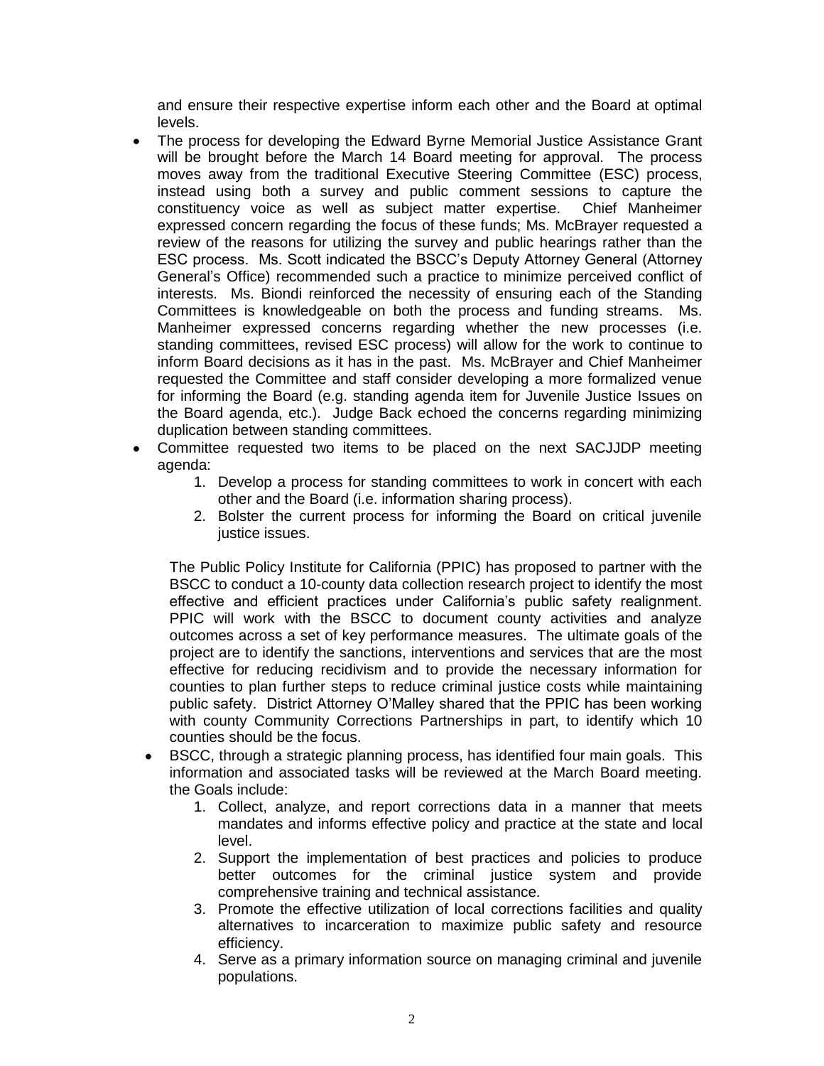and ensure their respective expertise inform each other and the Board at optimal levels.

- The process for developing the Edward Byrne Memorial Justice Assistance Grant will be brought before the March 14 Board meeting for approval. The process moves away from the traditional Executive Steering Committee (ESC) process, instead using both a survey and public comment sessions to capture the constituency voice as well as subject matter expertise. Chief Manheimer expressed concern regarding the focus of these funds; Ms. McBrayer requested a review of the reasons for utilizing the survey and public hearings rather than the ESC process. Ms. Scott indicated the BSCC's Deputy Attorney General (Attorney General's Office) recommended such a practice to minimize perceived conflict of interests. Ms. Biondi reinforced the necessity of ensuring each of the Standing Committees is knowledgeable on both the process and funding streams. Ms. Manheimer expressed concerns regarding whether the new processes (i.e. standing committees, revised ESC process) will allow for the work to continue to inform Board decisions as it has in the past. Ms. McBrayer and Chief Manheimer requested the Committee and staff consider developing a more formalized venue for informing the Board (e.g. standing agenda item for Juvenile Justice Issues on the Board agenda, etc.). Judge Back echoed the concerns regarding minimizing duplication between standing committees.
- Committee requested two items to be placed on the next SACJJDP meeting agenda:
    1. Develop a process for standing committees to work in concert with each other and the Board (i.e. information sharing process).
    2. Bolster the current process for informing the Board on critical juvenile justice issues.

  The Public Policy Institute for California (PPIC) has proposed to partner with the BSCC to conduct a 10-county data collection research project to identify the most effective and efficient practices under California's public safety realignment. PPIC will work with the BSCC to document county activities and analyze outcomes across a set of key performance measures. The ultimate goals of the project are to identify the sanctions, interventions and services that are the most effective for reducing recidivism and to provide the necessary information for counties to plan further steps to reduce criminal justice costs while maintaining public safety. District Attorney O'Malley shared that the PPIC has been working with county Community Corrections Partnerships in part, to identify which 10 counties should be the focus.

- BSCC, through a strategic planning process, has identified four main goals. This information and associated tasks will be reviewed at the March Board meeting. the Goals include:
    1. Collect, analyze, and report corrections data in a manner that meets mandates and informs effective policy and practice at the state and local level.
    2. Support the implementation of best practices and policies to produce better outcomes for the criminal justice system and provide comprehensive training and technical assistance.
    3. Promote the effective utilization of local corrections facilities and quality alternatives to incarceration to maximize public safety and resource efficiency.
    4. Serve as a primary information source on managing criminal and juvenile populations.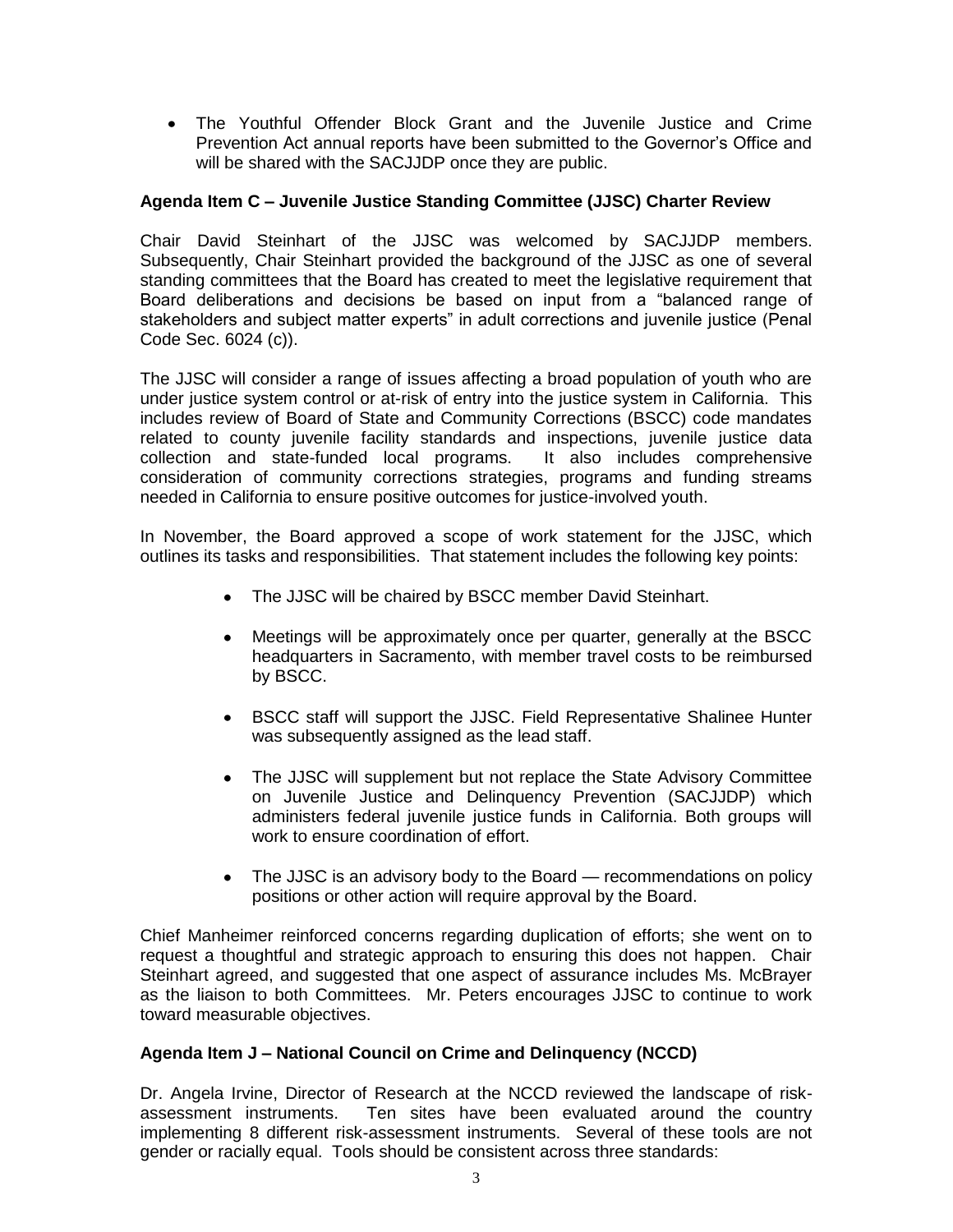- The Youthful Offender Block Grant and the Juvenile Justice and Crime Prevention Act annual reports have been submitted to the Governor's Office and will be shared with the SACJJDP once they are public.

**Agenda Item C – Juvenile Justice Standing Committee (JJSC) Charter Review**

Chair David Steinhart of the JJSC was welcomed by SACJJDP members. Subsequently, Chair Steinhart provided the background of the JJSC as one of several standing committees that the Board has created to meet the legislative requirement that Board deliberations and decisions be based on input from a "balanced range of stakeholders and subject matter experts" in adult corrections and juvenile justice (Penal Code Sec. 6024 (c)).

The JJSC will consider a range of issues affecting a broad population of youth who are under justice system control or at-risk of entry into the justice system in California. This includes review of Board of State and Community Corrections (BSCC) code mandates related to county juvenile facility standards and inspections, juvenile justice data collection and state-funded local programs. It also includes comprehensive consideration of community corrections strategies, programs and funding streams needed in California to ensure positive outcomes for justice-involved youth.

In November, the Board approved a scope of work statement for the JJSC, which outlines its tasks and responsibilities. That statement includes the following key points:

- The JJSC will be chaired by BSCC member David Steinhart.
- Meetings will be approximately once per quarter, generally at the BSCC headquarters in Sacramento, with member travel costs to be reimbursed by BSCC.
- BSCC staff will support the JJSC. Field Representative Shalinee Hunter was subsequently assigned as the lead staff.
- The JJSC will supplement but not replace the State Advisory Committee on Juvenile Justice and Delinquency Prevention (SACJJDP) which administers federal juvenile justice funds in California. Both groups will work to ensure coordination of effort.
- The JJSC is an advisory body to the Board — recommendations on policy positions or other action will require approval by the Board.

Chief Manheimer reinforced concerns regarding duplication of efforts; she went on to request a thoughtful and strategic approach to ensuring this does not happen. Chair Steinhart agreed, and suggested that one aspect of assurance includes Ms. McBrayer as the liaison to both Committees. Mr. Peters encourages JJSC to continue to work toward measurable objectives.

**Agenda Item J – National Council on Crime and Delinquency (NCCD)**

Dr. Angela Irvine, Director of Research at the NCCD reviewed the landscape of risk-assessment instruments. Ten sites have been evaluated around the country implementing 8 different risk-assessment instruments. Several of these tools are not gender or racially equal. Tools should be consistent across three standards: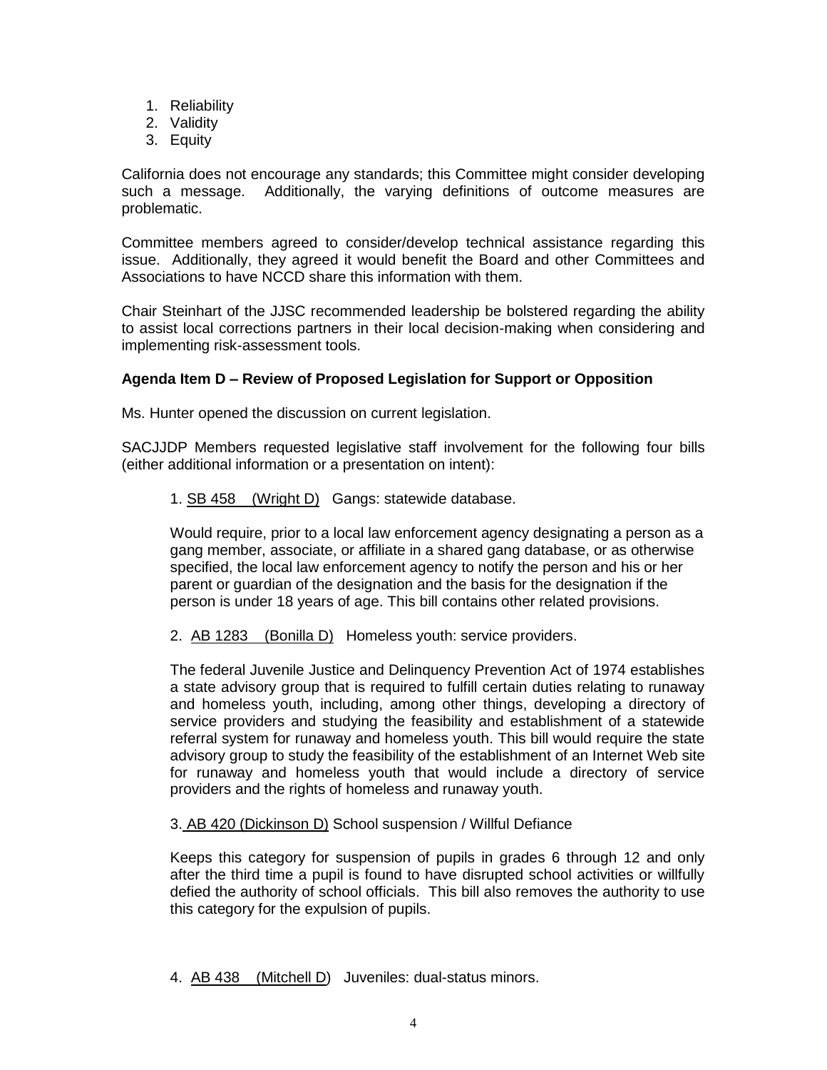1. Reliability
2. Validity
3. Equity

California does not encourage any standards; this Committee might consider developing such a message. Additionally, the varying definitions of outcome measures are problematic.

Committee members agreed to consider/develop technical assistance regarding this issue. Additionally, they agreed it would benefit the Board and other Committees and Associations to have NCCD share this information with them.

Chair Steinhart of the JJSC recommended leadership be bolstered regarding the ability to assist local corrections partners in their local decision-making when considering and implementing risk-assessment tools.

**Agenda Item D – Review of Proposed Legislation for Support or Opposition**

Ms. Hunter opened the discussion on current legislation.

SACJJDP Members requested legislative staff involvement for the following four bills (either additional information or a presentation on intent):

1. SB 458 (Wright D) Gangs: statewide database.

   Would require, prior to a local law enforcement agency designating a person as a gang member, associate, or affiliate in a shared gang database, or as otherwise specified, the local law enforcement agency to notify the person and his or her parent or guardian of the designation and the basis for the designation if the person is under 18 years of age. This bill contains other related provisions.

2. AB 1283 (Bonilla D) Homeless youth: service providers.

   The federal Juvenile Justice and Delinquency Prevention Act of 1974 establishes a state advisory group that is required to fulfill certain duties relating to runaway and homeless youth, including, among other things, developing a directory of service providers and studying the feasibility and establishment of a statewide referral system for runaway and homeless youth. This bill would require the state advisory group to study the feasibility of the establishment of an Internet Web site for runaway and homeless youth that would include a directory of service providers and the rights of homeless and runaway youth.

3. AB 420 (Dickinson D) School suspension / Willful Defiance

   Keeps this category for suspension of pupils in grades 6 through 12 and only after the third time a pupil is found to have disrupted school activities or willfully defied the authority of school officials. This bill also removes the authority to use this category for the expulsion of pupils.

4. AB 438 (Mitchell D) Juveniles: dual-status minors.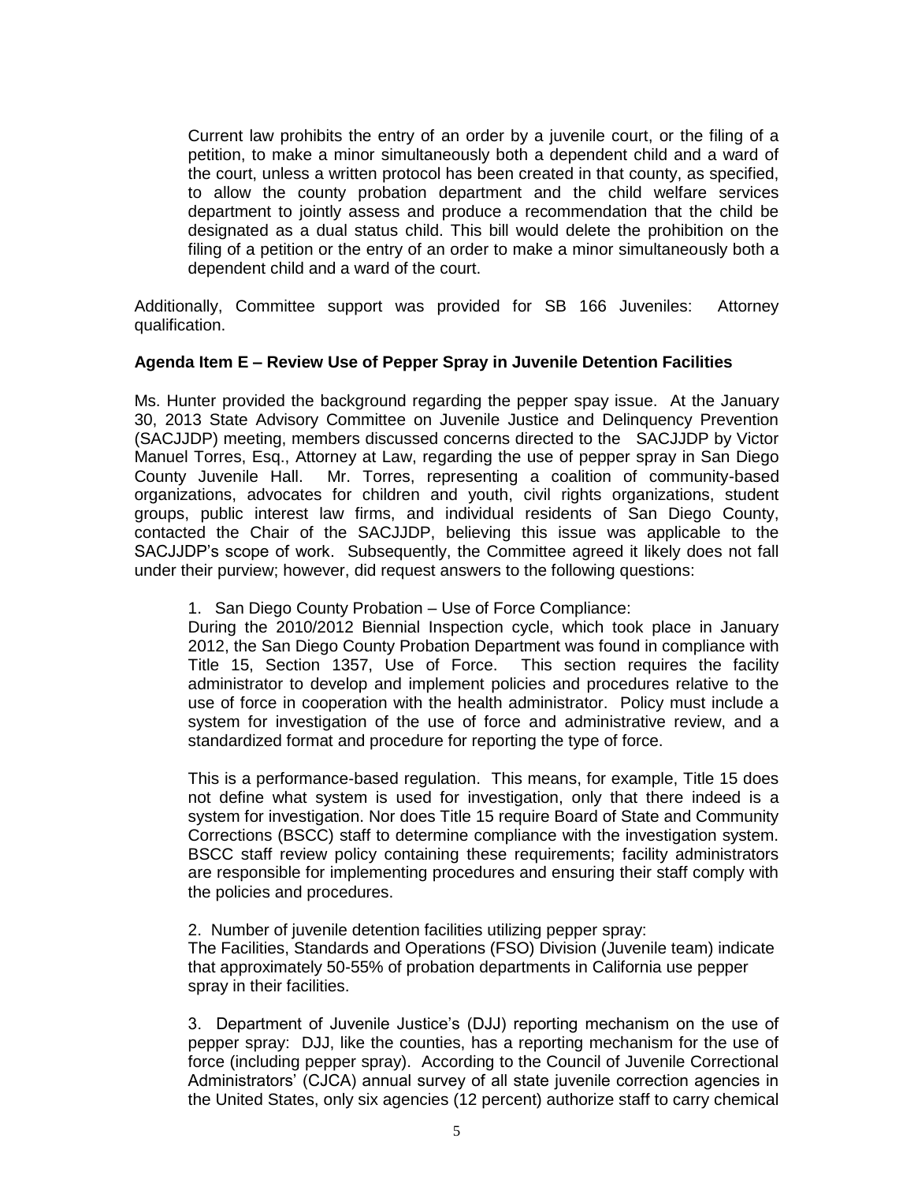Current law prohibits the entry of an order by a juvenile court, or the filing of a petition, to make a minor simultaneously both a dependent child and a ward of the court, unless a written protocol has been created in that county, as specified, to allow the county probation department and the child welfare services department to jointly assess and produce a recommendation that the child be designated as a dual status child. This bill would delete the prohibition on the filing of a petition or the entry of an order to make a minor simultaneously both a dependent child and a ward of the court.

Additionally, Committee support was provided for SB 166 Juveniles: Attorney qualification.

**Agenda Item E – Review Use of Pepper Spray in Juvenile Detention Facilities**

Ms. Hunter provided the background regarding the pepper spay issue. At the January 30, 2013 State Advisory Committee on Juvenile Justice and Delinquency Prevention (SACJJDP) meeting, members discussed concerns directed to the SACJJDP by Victor Manuel Torres, Esq., Attorney at Law, regarding the use of pepper spray in San Diego County Juvenile Hall. Mr. Torres, representing a coalition of community-based organizations, advocates for children and youth, civil rights organizations, student groups, public interest law firms, and individual residents of San Diego County, contacted the Chair of the SACJJDP, believing this issue was applicable to the SACJJDP's scope of work. Subsequently, the Committee agreed it likely does not fall under their purview; however, did request answers to the following questions:

1. San Diego County Probation – Use of Force Compliance:
During the 2010/2012 Biennial Inspection cycle, which took place in January 2012, the San Diego County Probation Department was found in compliance with Title 15, Section 1357, Use of Force. This section requires the facility administrator to develop and implement policies and procedures relative to the use of force in cooperation with the health administrator. Policy must include a system for investigation of the use of force and administrative review, and a standardized format and procedure for reporting the type of force.

   This is a performance-based regulation. This means, for example, Title 15 does not define what system is used for investigation, only that there indeed is a system for investigation. Nor does Title 15 require Board of State and Community Corrections (BSCC) staff to determine compliance with the investigation system. BSCC staff review policy containing these requirements; facility administrators are responsible for implementing procedures and ensuring their staff comply with the policies and procedures.

2. Number of juvenile detention facilities utilizing pepper spray:
The Facilities, Standards and Operations (FSO) Division (Juvenile team) indicate that approximately 50-55% of probation departments in California use pepper spray in their facilities.

3. Department of Juvenile Justice's (DJJ) reporting mechanism on the use of pepper spray: DJJ, like the counties, has a reporting mechanism for the use of force (including pepper spray). According to the Council of Juvenile Correctional Administrators' (CJCA) annual survey of all state juvenile correction agencies in the United States, only six agencies (12 percent) authorize staff to carry chemical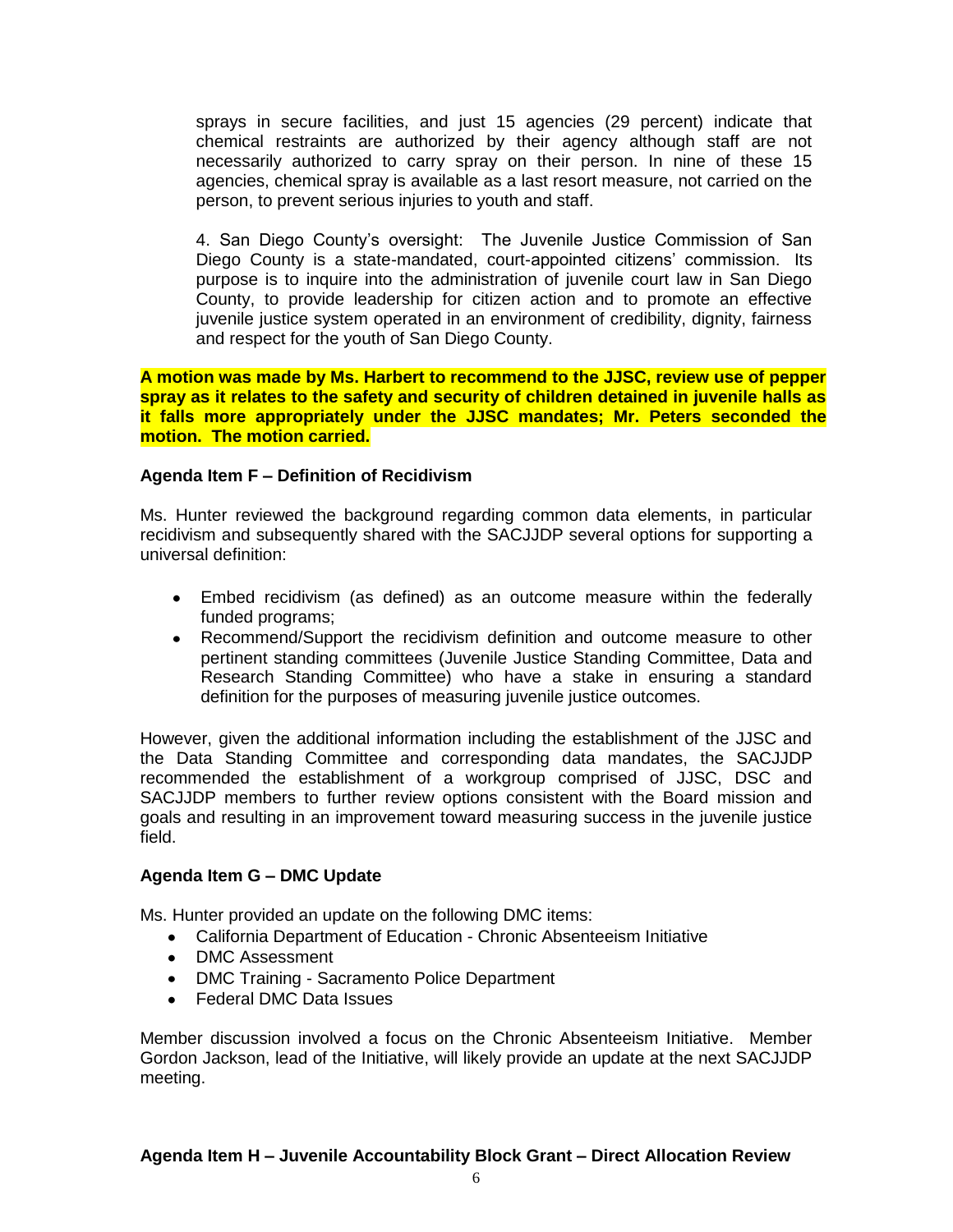sprays in secure facilities, and just 15 agencies (29 percent) indicate that chemical restraints are authorized by their agency although staff are not necessarily authorized to carry spray on their person. In nine of these 15 agencies, chemical spray is available as a last resort measure, not carried on the person, to prevent serious injuries to youth and staff.

4. San Diego County's oversight: The Juvenile Justice Commission of San Diego County is a state-mandated, court-appointed citizens' commission. Its purpose is to inquire into the administration of juvenile court law in San Diego County, to provide leadership for citizen action and to promote an effective juvenile justice system operated in an environment of credibility, dignity, fairness and respect for the youth of San Diego County.

**A motion was made by Ms. Harbert to recommend to the JJSC, review use of pepper spray as it relates to the safety and security of children detained in juvenile halls as it falls more appropriately under the JJSC mandates; Mr. Peters seconded the motion. The motion carried.**

**Agenda Item F – Definition of Recidivism**

Ms. Hunter reviewed the background regarding common data elements, in particular recidivism and subsequently shared with the SACJJDP several options for supporting a universal definition:

- Embed recidivism (as defined) as an outcome measure within the federally funded programs;
- Recommend/Support the recidivism definition and outcome measure to other pertinent standing committees (Juvenile Justice Standing Committee, Data and Research Standing Committee) who have a stake in ensuring a standard definition for the purposes of measuring juvenile justice outcomes.

However, given the additional information including the establishment of the JJSC and the Data Standing Committee and corresponding data mandates, the SACJJDP recommended the establishment of a workgroup comprised of JJSC, DSC and SACJJDP members to further review options consistent with the Board mission and goals and resulting in an improvement toward measuring success in the juvenile justice field.

**Agenda Item G – DMC Update**

Ms. Hunter provided an update on the following DMC items:

- California Department of Education - Chronic Absenteeism Initiative
- DMC Assessment
- DMC Training - Sacramento Police Department
- Federal DMC Data Issues

Member discussion involved a focus on the Chronic Absenteeism Initiative. Member Gordon Jackson, lead of the Initiative, will likely provide an update at the next SACJJDP meeting.

**Agenda Item H – Juvenile Accountability Block Grant – Direct Allocation Review**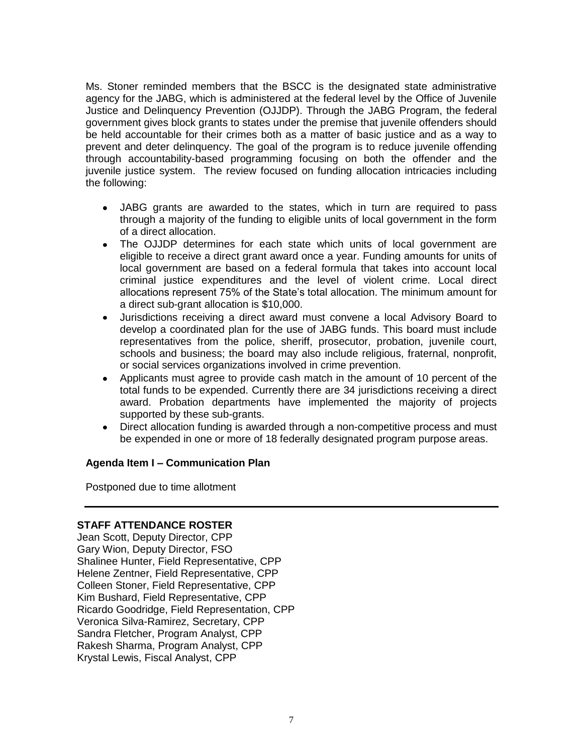Ms. Stoner reminded members that the BSCC is the designated state administrative agency for the JABG, which is administered at the federal level by the Office of Juvenile Justice and Delinquency Prevention (OJJDP). Through the JABG Program, the federal government gives block grants to states under the premise that juvenile offenders should be held accountable for their crimes both as a matter of basic justice and as a way to prevent and deter delinquency. The goal of the program is to reduce juvenile offending through accountability-based programming focusing on both the offender and the juvenile justice system. The review focused on funding allocation intricacies including the following:

- JABG grants are awarded to the states, which in turn are required to pass through a majority of the funding to eligible units of local government in the form of a direct allocation.
- The OJJDP determines for each state which units of local government are eligible to receive a direct grant award once a year. Funding amounts for units of local government are based on a federal formula that takes into account local criminal justice expenditures and the level of violent crime. Local direct allocations represent 75% of the State's total allocation. The minimum amount for a direct sub-grant allocation is $10,000.
- Jurisdictions receiving a direct award must convene a local Advisory Board to develop a coordinated plan for the use of JABG funds. This board must include representatives from the police, sheriff, prosecutor, probation, juvenile court, schools and business; the board may also include religious, fraternal, nonprofit, or social services organizations involved in crime prevention.
- Applicants must agree to provide cash match in the amount of 10 percent of the total funds to be expended. Currently there are 34 jurisdictions receiving a direct award. Probation departments have implemented the majority of projects supported by these sub-grants.
- Direct allocation funding is awarded through a non-competitive process and must be expended in one or more of 18 federally designated program purpose areas.

**Agenda Item I – Communication Plan**

Postponed due to time allotment

---

**STAFF ATTENDANCE ROSTER**

Jean Scott, Deputy Director, CPP
Gary Wion, Deputy Director, FSO
Shalinee Hunter, Field Representative, CPP
Helene Zentner, Field Representative, CPP
Colleen Stoner, Field Representative, CPP
Kim Bushard, Field Representative, CPP
Ricardo Goodridge, Field Representation, CPP
Veronica Silva-Ramirez, Secretary, CPP
Sandra Fletcher, Program Analyst, CPP
Rakesh Sharma, Program Analyst, CPP
Krystal Lewis, Fiscal Analyst, CPP